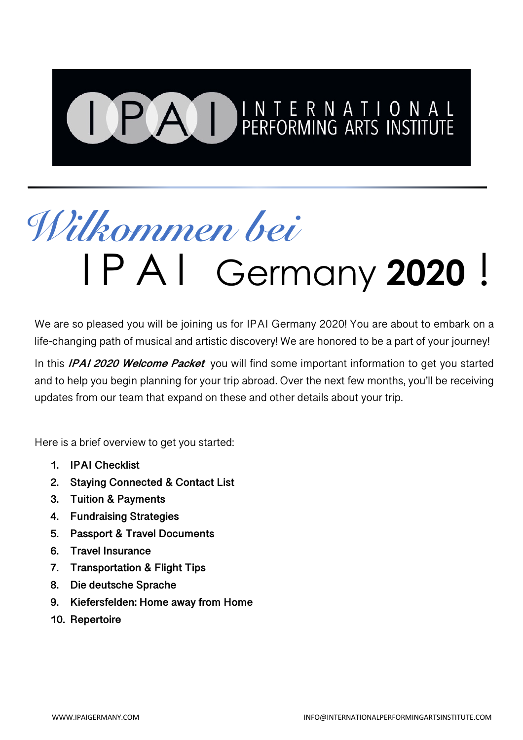IPAI INTERNATIONAL PERFORMING ARTS INSTITUTE

# *Wilkommen bei*
# IPAI Germany **2020** !

We are so pleased you will be joining us for IPAI Germany 2020! You are about to embark on a life-changing path of musical and artistic discovery! We are honored to be a part of your journey!

In this ***IPAI 2020 Welcome Packet*** you will find some important information to get you started and to help you begin planning for your trip abroad. Over the next few months, you'll be receiving updates from our team that expand on these and other details about your trip.

Here is a brief overview to get you started:

1. **IPAI Checklist**
2. **Staying Connected & Contact List**
3. **Tuition & Payments**
4. **Fundraising Strategies**
5. **Passport & Travel Documents**
6. **Travel Insurance**
7. **Transportation & Flight Tips**
8. **Die deutsche Sprache**
9. **Kiefersfelden: Home away from Home**
10. **Repertoire**

WWW.IPAIGERMANY.COM INFO@INTERNATIONALPERFORMINGARTSINSTITUTE.COM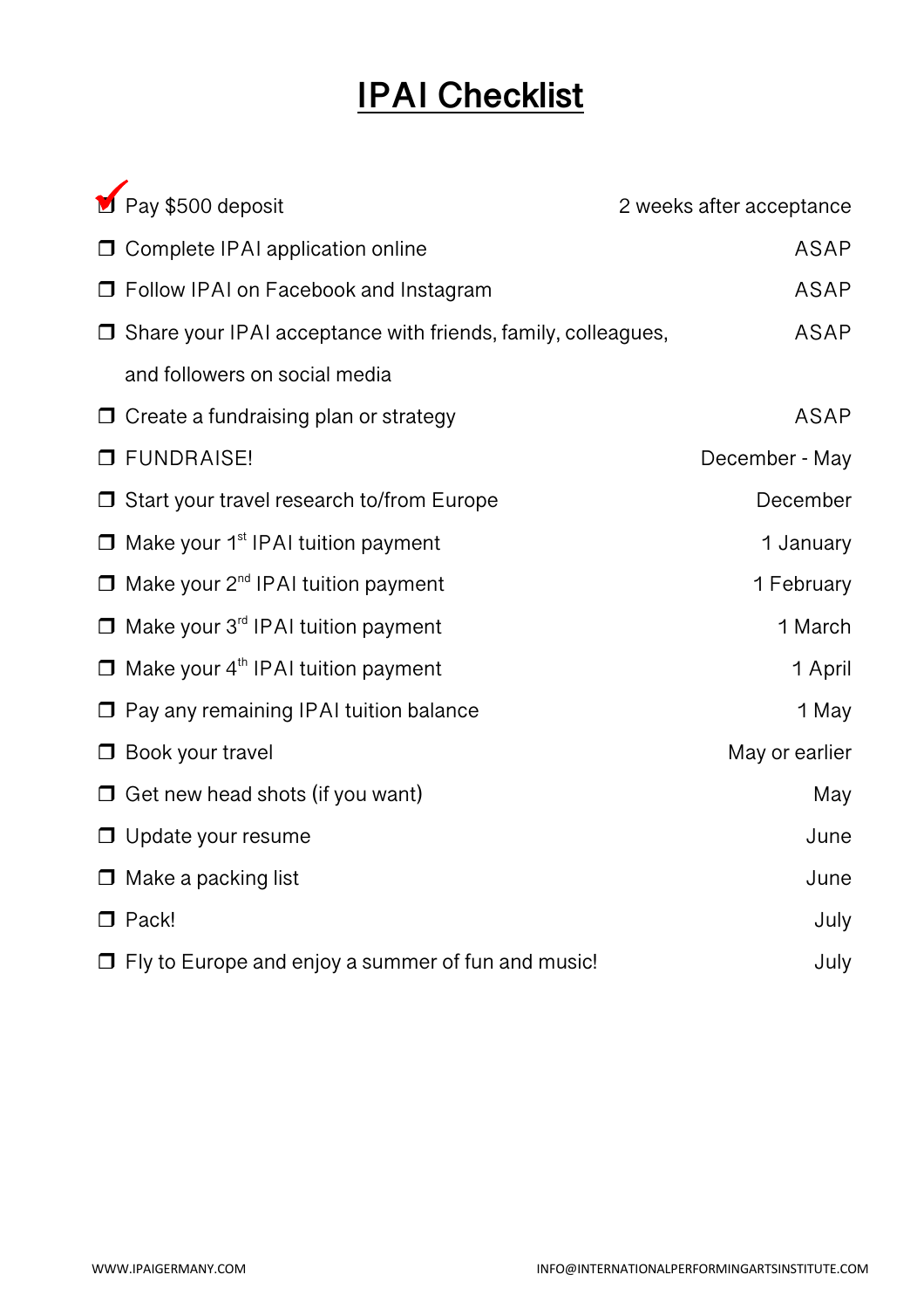# IPAI Checklist

| Task | When |
| --- | --- |
| ☑ Pay $500 deposit | 2 weeks after acceptance |
| ☐ Complete IPAI application online | ASAP |
| ☐ Follow IPAI on Facebook and Instagram | ASAP |
| ☐ Share your IPAI acceptance with friends, family, colleagues, and followers on social media | ASAP |
| ☐ Create a fundraising plan or strategy | ASAP |
| ☐ FUNDRAISE! | December - May |
| ☐ Start your travel research to/from Europe | December |
| ☐ Make your 1st IPAI tuition payment | 1 January |
| ☐ Make your 2nd IPAI tuition payment | 1 February |
| ☐ Make your 3rd IPAI tuition payment | 1 March |
| ☐ Make your 4th IPAI tuition payment | 1 April |
| ☐ Pay any remaining IPAI tuition balance | 1 May |
| ☐ Book your travel | May or earlier |
| ☐ Get new head shots (if you want) | May |
| ☐ Update your resume | June |
| ☐ Make a packing list | June |
| ☐ Pack! | July |
| ☐ Fly to Europe and enjoy a summer of fun and music! | July |

WWW.IPAIGERMANY.COM INFO@INTERNATIONALPERFORMINGARTSINSTITUTE.COM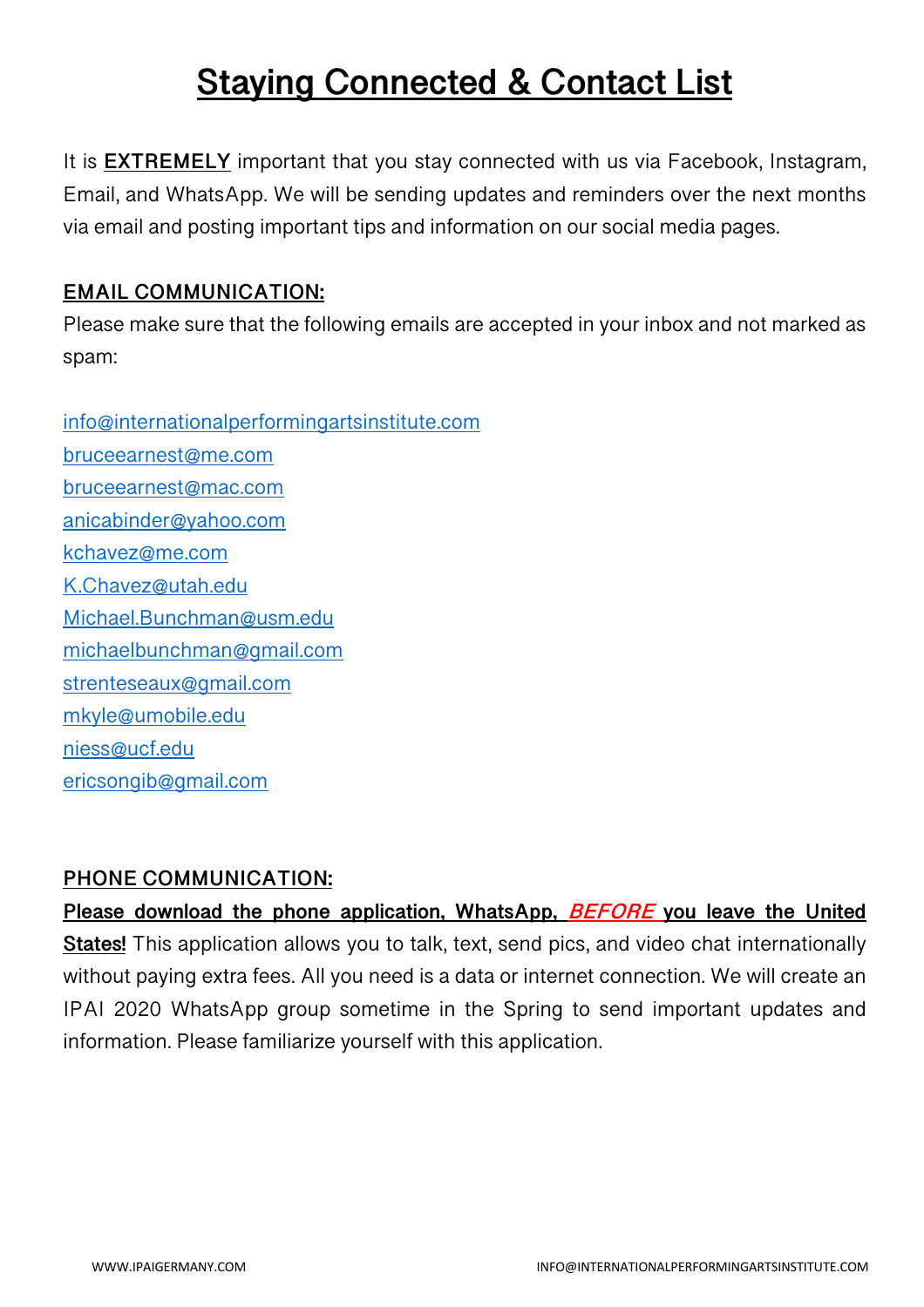# Staying Connected & Contact List

It is **EXTREMELY** important that you stay connected with us via Facebook, Instagram, Email, and WhatsApp. We will be sending updates and reminders over the next months via email and posting important tips and information on our social media pages.

**EMAIL COMMUNICATION:**

Please make sure that the following emails are accepted in your inbox and not marked as spam:

info@internationalperformingartsinstitute.com
bruceearnest@me.com
bruceearnest@mac.com
anicabinder@yahoo.com
kchavez@me.com
K.Chavez@utah.edu
Michael.Bunchman@usm.edu
michaelbunchman@gmail.com
strenteseaux@gmail.com
mkyle@umobile.edu
niess@ucf.edu
ericsongib@gmail.com

**PHONE COMMUNICATION:**

**Please download the phone application, WhatsApp, *BEFORE* you leave the United States!** This application allows you to talk, text, send pics, and video chat internationally without paying extra fees. All you need is a data or internet connection. We will create an IPAI 2020 WhatsApp group sometime in the Spring to send important updates and information. Please familiarize yourself with this application.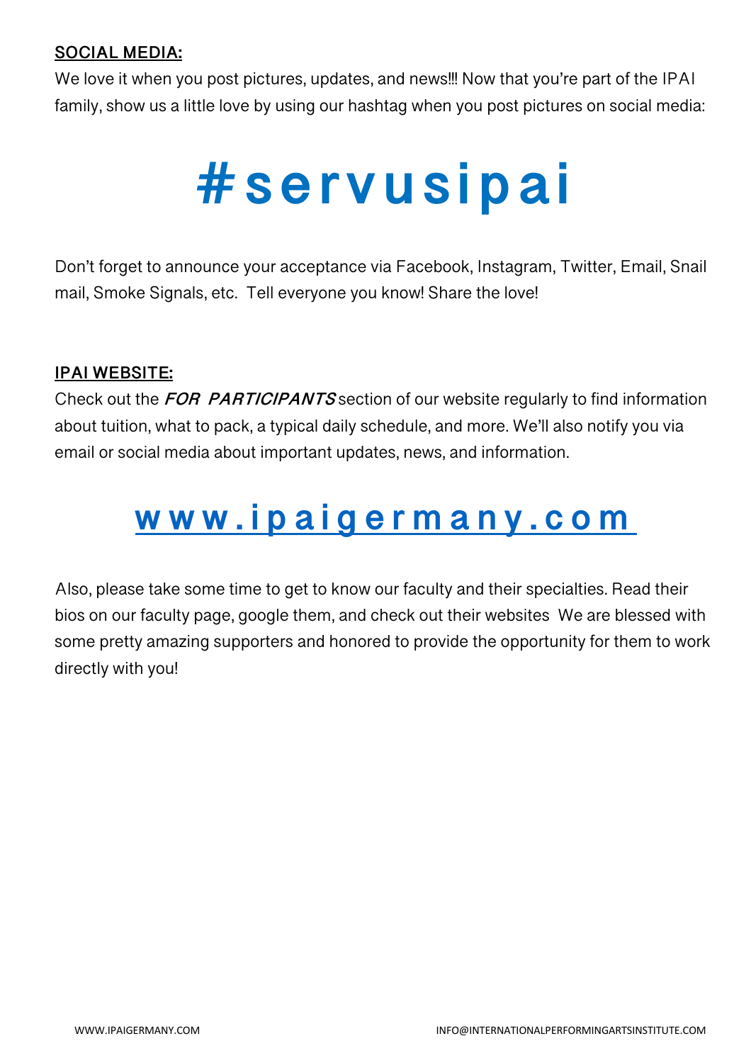**SOCIAL MEDIA:**

We love it when you post pictures, updates, and news!!! Now that you're part of the IPAI family, show us a little love by using our hashtag when you post pictures on social media:

# #servusipai

Don't forget to announce your acceptance via Facebook, Instagram, Twitter, Email, Snail mail, Smoke Signals, etc.  Tell everyone you know! Share the love!

**IPAI WEBSITE:**

Check out the ***FOR PARTICIPANTS*** section of our website regularly to find information about tuition, what to pack, a typical daily schedule, and more. We'll also notify you via email or social media about important updates, news, and information.

## www.ipaigermany.com

Also, please take some time to get to know our faculty and their specialties. Read their bios on our faculty page, google them, and check out their websites  We are blessed with some pretty amazing supporters and honored to provide the opportunity for them to work directly with you!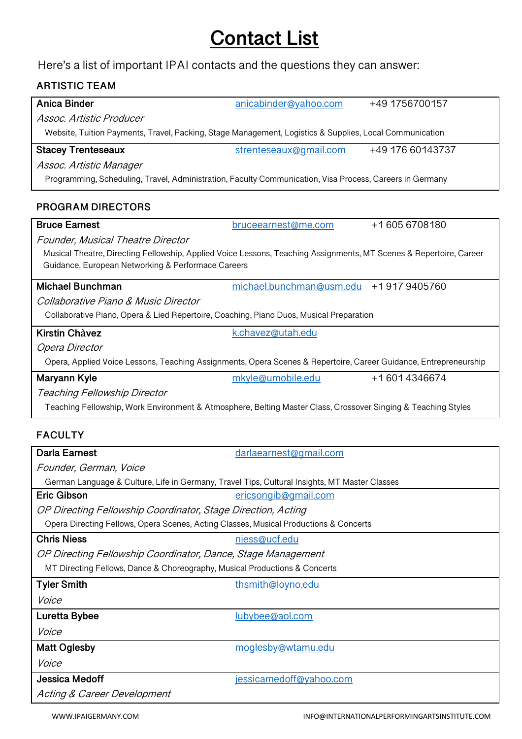# Contact List

Here's a list of important IPAI contacts and the questions they can answer:

## ARTISTIC TEAM

**Anica Binder** — anicabinder@yahoo.com — +49 1756700157
*Assoc. Artistic Producer*
Website, Tuition Payments, Travel, Packing, Stage Management, Logistics & Supplies, Local Communication

**Stacey Trenteseaux** — strenteseaux@gmail.com — +49 176 60143737
*Assoc. Artistic Manager*
Programming, Scheduling, Travel, Administration, Faculty Communication, Visa Process, Careers in Germany

## PROGRAM DIRECTORS

**Bruce Earnest** — bruceearnest@me.com — +1 605 6708180
*Founder, Musical Theatre Director*
Musical Theatre, Directing Fellowship, Applied Voice Lessons, Teaching Assignments, MT Scenes & Repertoire, Career Guidance, European Networking & Performace Careers

**Michael Bunchman** — michael.bunchman@usm.edu — +1 917 9405760
*Collaborative Piano & Music Director*
Collaborative Piano, Opera & Lied Repertoire, Coaching, Piano Duos, Musical Preparation

**Kirstin Chàvez** — k.chavez@utah.edu
*Opera Director*
Opera, Applied Voice Lessons, Teaching Assignments, Opera Scenes & Repertoire, Career Guidance, Entrepreneurship

**Maryann Kyle** — mkyle@umobile.edu — +1 601 4346674
*Teaching Fellowship Director*
Teaching Fellowship, Work Environment & Atmosphere, Belting Master Class, Crossover Singing & Teaching Styles

## FACULTY

**Darla Earnest** — darlaearnest@gmail.com
*Founder, German, Voice*
German Language & Culture, Life in Germany, Travel Tips, Cultural Insights, MT Master Classes

**Eric Gibson** — ericsongib@gmail.com
*OP Directing Fellowship Coordinator, Stage Direction, Acting*
Opera Directing Fellows, Opera Scenes, Acting Classes, Musical Productions & Concerts

**Chris Niess** — niess@ucf.edu
*OP Directing Fellowship Coordinator, Dance, Stage Management*
MT Directing Fellows, Dance & Choreography, Musical Productions & Concerts

**Tyler Smith** — thsmith@loyno.edu
*Voice*

**Luretta Bybee** — lubybee@aol.com
*Voice*

**Matt Oglesby** — moglesby@wtamu.edu
*Voice*

**Jessica Medoff** — jessicamedoff@yahoo.com
*Acting & Career Development*

WWW.IPAIGERMANY.COM — INFO@INTERNATIONALPERFORMINGARTSINSTITUTE.COM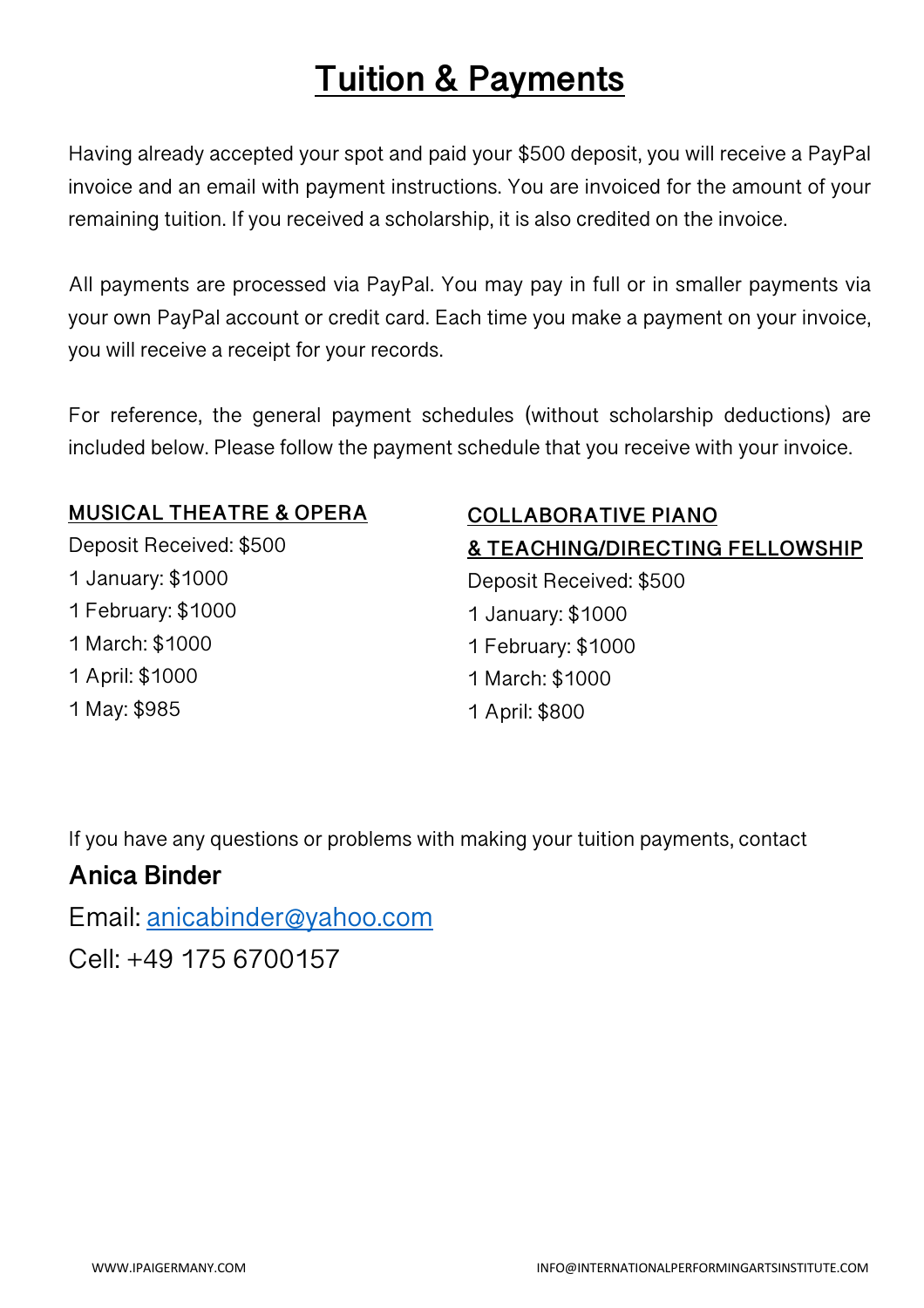# Tuition & Payments

Having already accepted your spot and paid your $500 deposit, you will receive a PayPal invoice and an email with payment instructions. You are invoiced for the amount of your remaining tuition. If you received a scholarship, it is also credited on the invoice.

All payments are processed via PayPal. You may pay in full or in smaller payments via your own PayPal account or credit card. Each time you make a payment on your invoice, you will receive a receipt for your records.

For reference, the general payment schedules (without scholarship deductions) are included below. Please follow the payment schedule that you receive with your invoice.

**MUSICAL THEATRE & OPERA**

Deposit Received: $500
1 January: $1000
1 February: $1000
1 March: $1000
1 April: $1000
1 May: $985

**COLLABORATIVE PIANO & TEACHING/DIRECTING FELLOWSHIP**

Deposit Received: $500
1 January: $1000
1 February: $1000
1 March: $1000
1 April: $800

If you have any questions or problems with making your tuition payments, contact

**Anica Binder**

Email: anicabinder@yahoo.com

Cell: +49 175 6700157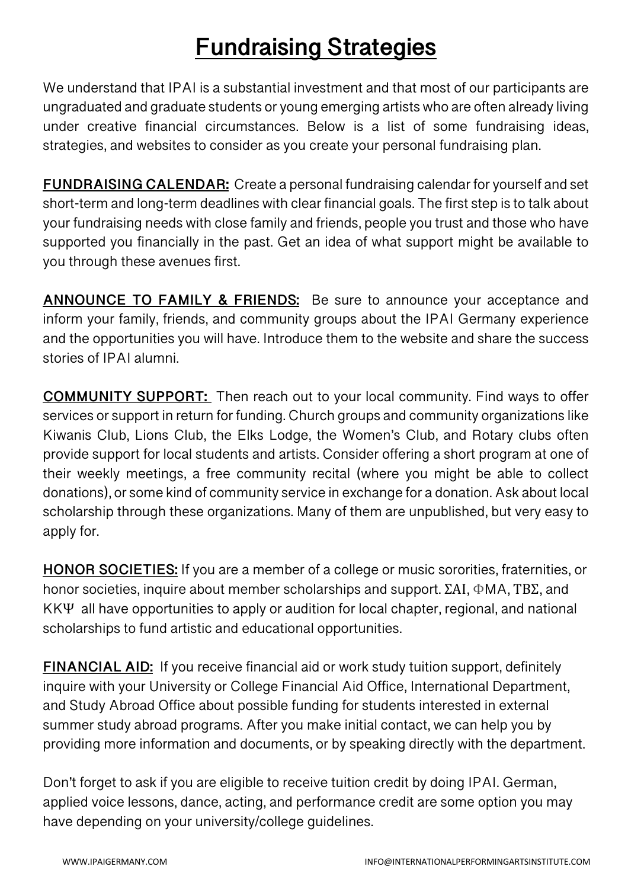# Fundraising Strategies

We understand that IPAI is a substantial investment and that most of our participants are ungraduated and graduate students or young emerging artists who are often already living under creative financial circumstances. Below is a list of some fundraising ideas, strategies, and websites to consider as you create your personal fundraising plan.

**FUNDRAISING CALENDAR:** Create a personal fundraising calendar for yourself and set short-term and long-term deadlines with clear financial goals. The first step is to talk about your fundraising needs with close family and friends, people you trust and those who have supported you financially in the past. Get an idea of what support might be available to you through these avenues first.

**ANNOUNCE TO FAMILY & FRIENDS:** Be sure to announce your acceptance and inform your family, friends, and community groups about the IPAI Germany experience and the opportunities you will have. Introduce them to the website and share the success stories of IPAI alumni.

**COMMUNITY SUPPORT:** Then reach out to your local community. Find ways to offer services or support in return for funding. Church groups and community organizations like Kiwanis Club, Lions Club, the Elks Lodge, the Women's Club, and Rotary clubs often provide support for local students and artists. Consider offering a short program at one of their weekly meetings, a free community recital (where you might be able to collect donations), or some kind of community service in exchange for a donation. Ask about local scholarship through these organizations. Many of them are unpublished, but very easy to apply for.

**HONOR SOCIETIES:** If you are a member of a college or music sororities, fraternities, or honor societies, inquire about member scholarships and support. ΣΑΙ, ΦΜΑ, ΤΒΣ, and ΚΚΨ all have opportunities to apply or audition for local chapter, regional, and national scholarships to fund artistic and educational opportunities.

**FINANCIAL AID:** If you receive financial aid or work study tuition support, definitely inquire with your University or College Financial Aid Office, International Department, and Study Abroad Office about possible funding for students interested in external summer study abroad programs. After you make initial contact, we can help you by providing more information and documents, or by speaking directly with the department.

Don't forget to ask if you are eligible to receive tuition credit by doing IPAI. German, applied voice lessons, dance, acting, and performance credit are some option you may have depending on your university/college guidelines.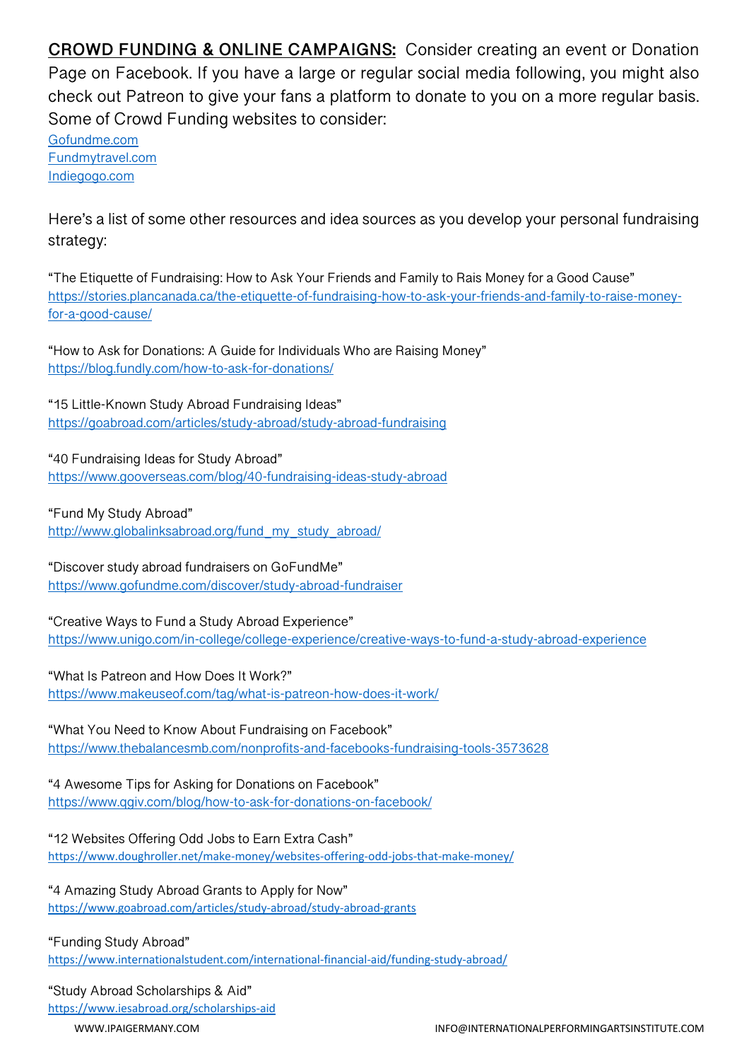**CROWD FUNDING & ONLINE CAMPAIGNS:** Consider creating an event or Donation Page on Facebook. If you have a large or regular social media following, you might also check out Patreon to give your fans a platform to donate to you on a more regular basis. Some of Crowd Funding websites to consider:

Gofundme.com
Fundmytravel.com
Indiegogo.com

Here's a list of some other resources and idea sources as you develop your personal fundraising strategy:

"The Etiquette of Fundraising: How to Ask Your Friends and Family to Rais Money for a Good Cause"
https://stories.plancanada.ca/the-etiquette-of-fundraising-how-to-ask-your-friends-and-family-to-raise-money-for-a-good-cause/

"How to Ask for Donations: A Guide for Individuals Who are Raising Money"
https://blog.fundly.com/how-to-ask-for-donations/

"15 Little-Known Study Abroad Fundraising Ideas"
https://goabroad.com/articles/study-abroad/study-abroad-fundraising

"40 Fundraising Ideas for Study Abroad"
https://www.gooverseas.com/blog/40-fundraising-ideas-study-abroad

"Fund My Study Abroad"
http://www.globalinksabroad.org/fund_my_study_abroad/

"Discover study abroad fundraisers on GoFundMe"
https://www.gofundme.com/discover/study-abroad-fundraiser

"Creative Ways to Fund a Study Abroad Experience"
https://www.unigo.com/in-college/college-experience/creative-ways-to-fund-a-study-abroad-experience

"What Is Patreon and How Does It Work?"
https://www.makeuseof.com/tag/what-is-patreon-how-does-it-work/

"What You Need to Know About Fundraising on Facebook"
https://www.thebalancesmb.com/nonprofits-and-facebooks-fundraising-tools-3573628

"4 Awesome Tips for Asking for Donations on Facebook"
https://www.qgiv.com/blog/how-to-ask-for-donations-on-facebook/

"12 Websites Offering Odd Jobs to Earn Extra Cash"
https://www.doughroller.net/make-money/websites-offering-odd-jobs-that-make-money/

"4 Amazing Study Abroad Grants to Apply for Now"
https://www.goabroad.com/articles/study-abroad/study-abroad-grants

"Funding Study Abroad"
https://www.internationalstudent.com/international-financial-aid/funding-study-abroad/

"Study Abroad Scholarships & Aid"
https://www.iesabroad.org/scholarships-aid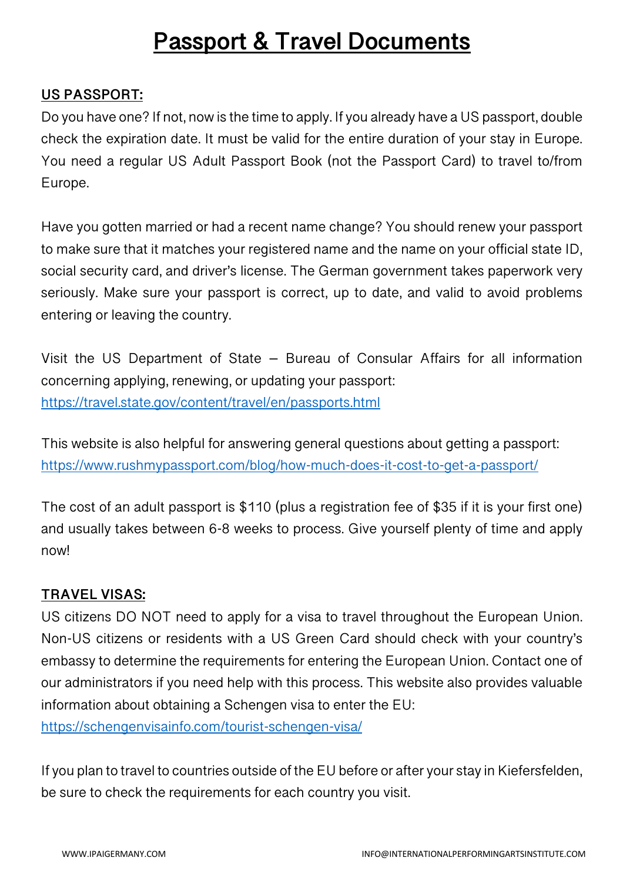# Passport & Travel Documents

## US PASSPORT:

Do you have one? If not, now is the time to apply. If you already have a US passport, double check the expiration date. It must be valid for the entire duration of your stay in Europe. You need a regular US Adult Passport Book (not the Passport Card) to travel to/from Europe.

Have you gotten married or had a recent name change? You should renew your passport to make sure that it matches your registered name and the name on your official state ID, social security card, and driver's license. The German government takes paperwork very seriously. Make sure your passport is correct, up to date, and valid to avoid problems entering or leaving the country.

Visit the US Department of State – Bureau of Consular Affairs for all information concerning applying, renewing, or updating your passport: [https://travel.state.gov/content/travel/en/passports.html](https://travel.state.gov/content/travel/en/passports.html)

This website is also helpful for answering general questions about getting a passport: [https://www.rushmypassport.com/blog/how-much-does-it-cost-to-get-a-passport/](https://www.rushmypassport.com/blog/how-much-does-it-cost-to-get-a-passport/)

The cost of an adult passport is $110 (plus a registration fee of $35 if it is your first one) and usually takes between 6-8 weeks to process. Give yourself plenty of time and apply now!

## TRAVEL VISAS:

US citizens DO NOT need to apply for a visa to travel throughout the European Union. Non-US citizens or residents with a US Green Card should check with your country's embassy to determine the requirements for entering the European Union. Contact one of our administrators if you need help with this process. This website also provides valuable information about obtaining a Schengen visa to enter the EU: [https://schengenvisainfo.com/tourist-schengen-visa/](https://schengenvisainfo.com/tourist-schengen-visa/)

If you plan to travel to countries outside of the EU before or after your stay in Kiefersfelden, be sure to check the requirements for each country you visit.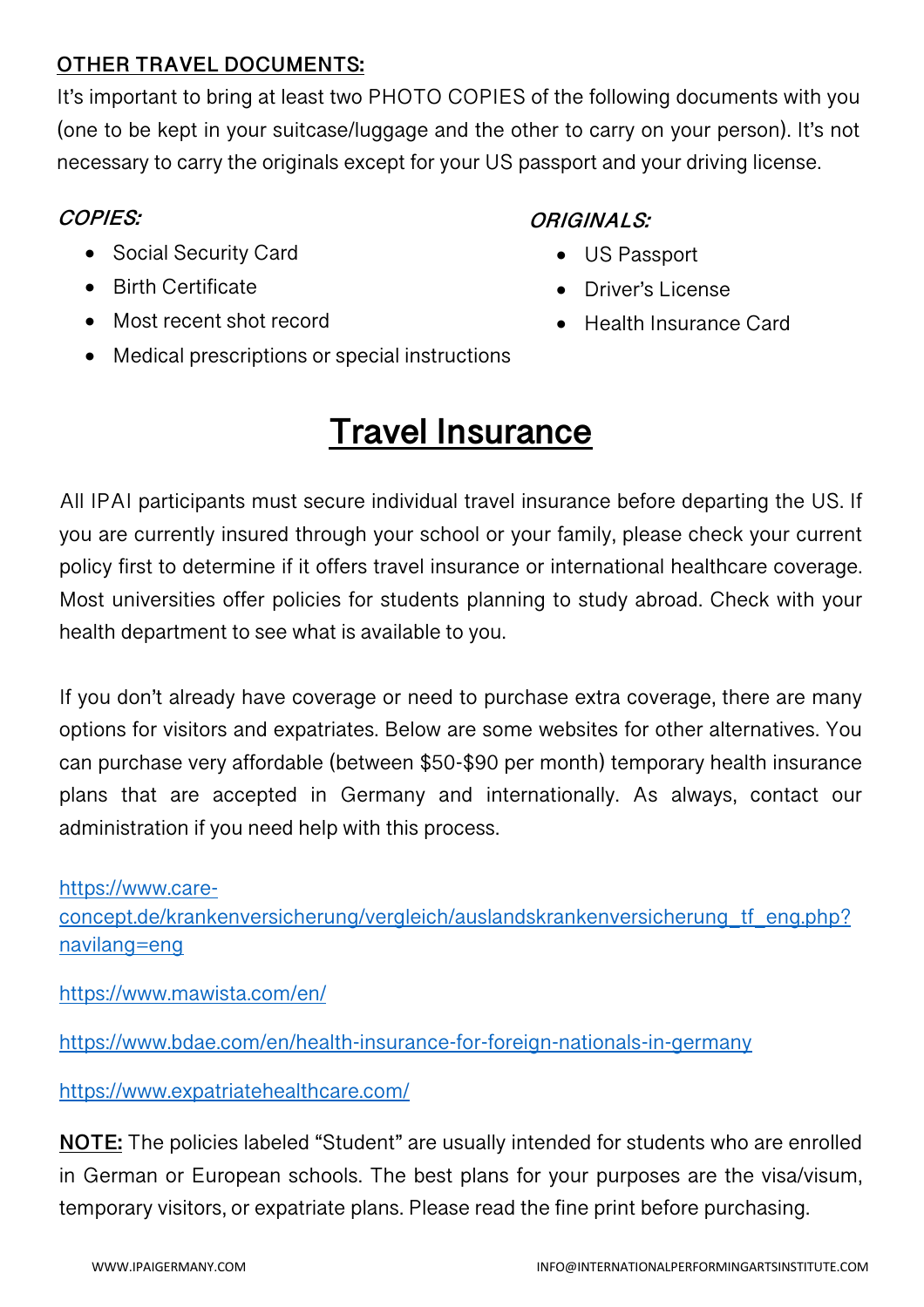**<u>OTHER TRAVEL DOCUMENTS:</u>**

It's important to bring at least two PHOTO COPIES of the following documents with you (one to be kept in your suitcase/luggage and the other to carry on your person). It's not necessary to carry the originals except for your US passport and your driving license.

***COPIES:***

- Social Security Card
- Birth Certificate
- Most recent shot record
- Medical prescriptions or special instructions

***ORIGINALS:***

- US Passport
- Driver's License
- Health Insurance Card

# <u>Travel Insurance</u>

All IPAI participants must secure individual travel insurance before departing the US. If you are currently insured through your school or your family, please check your current policy first to determine if it offers travel insurance or international healthcare coverage. Most universities offer policies for students planning to study abroad. Check with your health department to see what is available to you.

If you don't already have coverage or need to purchase extra coverage, there are many options for visitors and expatriates. Below are some websites for other alternatives. You can purchase very affordable (between $50-$90 per month) temporary health insurance plans that are accepted in Germany and internationally. As always, contact our administration if you need help with this process.

https://www.care-concept.de/krankenversicherung/vergleich/auslandskrankenversicherung_tf_eng.php?navilang=eng

https://www.mawista.com/en/

https://www.bdae.com/en/health-insurance-for-foreign-nationals-in-germany

https://www.expatriatehealthcare.com/

**<u>NOTE:</u>** The policies labeled "Student" are usually intended for students who are enrolled in German or European schools. The best plans for your purposes are the visa/visum, temporary visitors, or expatriate plans. Please read the fine print before purchasing.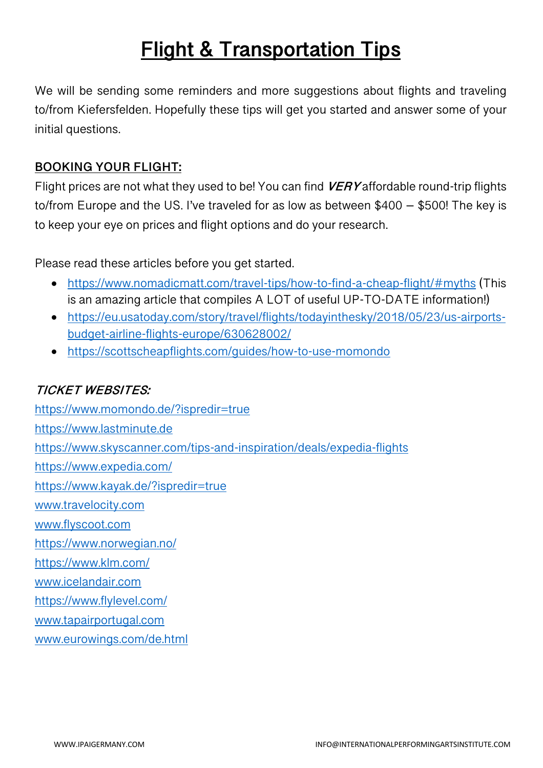# Flight & Transportation Tips

We will be sending some reminders and more suggestions about flights and traveling to/from Kiefersfelden. Hopefully these tips will get you started and answer some of your initial questions.

## BOOKING YOUR FLIGHT:

Flight prices are not what they used to be! You can find ***VERY*** affordable round-trip flights to/from Europe and the US. I've traveled for as low as between $400 – $500! The key is to keep your eye on prices and flight options and do your research.

Please read these articles before you get started.

- https://www.nomadicmatt.com/travel-tips/how-to-find-a-cheap-flight/#myths (This is an amazing article that compiles A LOT of useful UP-TO-DATE information!)
- https://eu.usatoday.com/story/travel/flights/todayinthesky/2018/05/23/us-airports-budget-airline-flights-europe/630628002/
- https://scottscheapflights.com/guides/how-to-use-momondo

***TICKET WEBSITES:***

https://www.momondo.de/?ispredir=true
https://www.lastminute.de
https://www.skyscanner.com/tips-and-inspiration/deals/expedia-flights
https://www.expedia.com/
https://www.kayak.de/?ispredir=true
www.travelocity.com
www.flyscoot.com
https://www.norwegian.no/
https://www.klm.com/
www.icelandair.com
https://www.flylevel.com/
www.tapairportugal.com
www.eurowings.com/de.html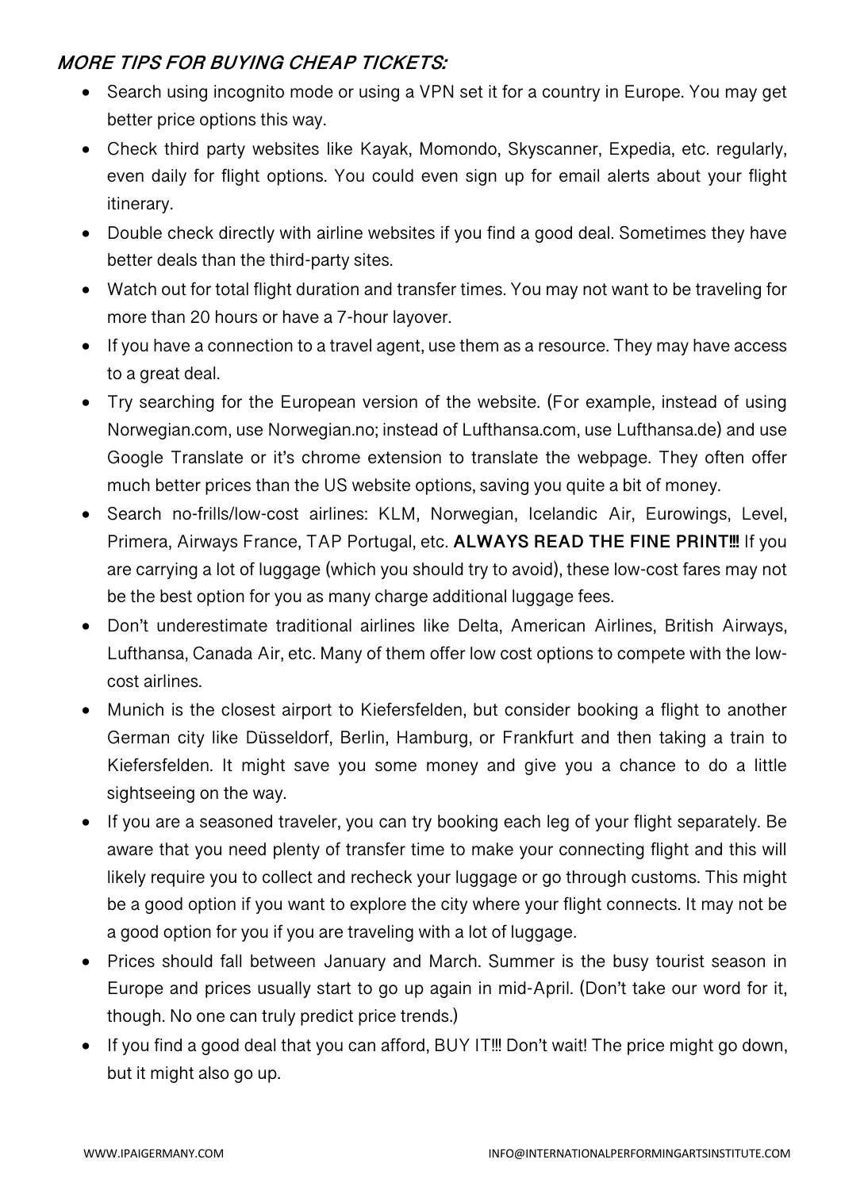### *MORE TIPS FOR BUYING CHEAP TICKETS:*

- Search using incognito mode or using a VPN set it for a country in Europe. You may get better price options this way.
- Check third party websites like Kayak, Momondo, Skyscanner, Expedia, etc. regularly, even daily for flight options. You could even sign up for email alerts about your flight itinerary.
- Double check directly with airline websites if you find a good deal. Sometimes they have better deals than the third-party sites.
- Watch out for total flight duration and transfer times. You may not want to be traveling for more than 20 hours or have a 7-hour layover.
- If you have a connection to a travel agent, use them as a resource. They may have access to a great deal.
- Try searching for the European version of the website. (For example, instead of using Norwegian.com, use Norwegian.no; instead of Lufthansa.com, use Lufthansa.de) and use Google Translate or it's chrome extension to translate the webpage. They often offer much better prices than the US website options, saving you quite a bit of money.
- Search no-frills/low-cost airlines: KLM, Norwegian, Icelandic Air, Eurowings, Level, Primera, Airways France, TAP Portugal, etc. **ALWAYS READ THE FINE PRINT!!!** If you are carrying a lot of luggage (which you should try to avoid), these low-cost fares may not be the best option for you as many charge additional luggage fees.
- Don't underestimate traditional airlines like Delta, American Airlines, British Airways, Lufthansa, Canada Air, etc. Many of them offer low cost options to compete with the low-cost airlines.
- Munich is the closest airport to Kiefersfelden, but consider booking a flight to another German city like Düsseldorf, Berlin, Hamburg, or Frankfurt and then taking a train to Kiefersfelden. It might save you some money and give you a chance to do a little sightseeing on the way.
- If you are a seasoned traveler, you can try booking each leg of your flight separately. Be aware that you need plenty of transfer time to make your connecting flight and this will likely require you to collect and recheck your luggage or go through customs. This might be a good option if you want to explore the city where your flight connects. It may not be a good option for you if you are traveling with a lot of luggage.
- Prices should fall between January and March. Summer is the busy tourist season in Europe and prices usually start to go up again in mid-April. (Don't take our word for it, though. No one can truly predict price trends.)
- If you find a good deal that you can afford, BUY IT!!! Don't wait! The price might go down, but it might also go up.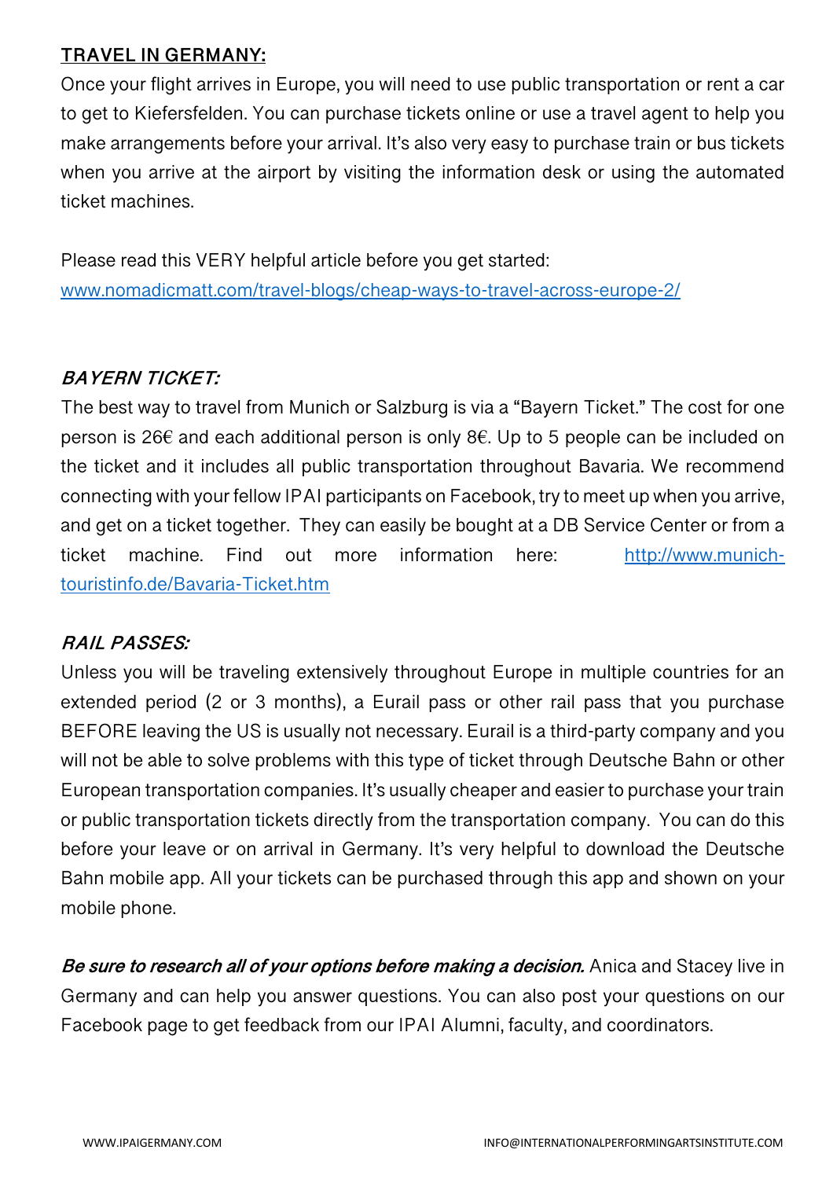## TRAVEL IN GERMANY:

Once your flight arrives in Europe, you will need to use public transportation or rent a car to get to Kiefersfelden. You can purchase tickets online or use a travel agent to help you make arrangements before your arrival. It's also very easy to purchase train or bus tickets when you arrive at the airport by visiting the information desk or using the automated ticket machines.

Please read this VERY helpful article before you get started: [www.nomadicmatt.com/travel-blogs/cheap-ways-to-travel-across-europe-2/](www.nomadicmatt.com/travel-blogs/cheap-ways-to-travel-across-europe-2/)

### *BAYERN TICKET:*

The best way to travel from Munich or Salzburg is via a "Bayern Ticket." The cost for one person is 26€ and each additional person is only 8€. Up to 5 people can be included on the ticket and it includes all public transportation throughout Bavaria. We recommend connecting with your fellow IPAI participants on Facebook, try to meet up when you arrive, and get on a ticket together. They can easily be bought at a DB Service Center or from a ticket machine. Find out more information here: [http://www.munich-touristinfo.de/Bavaria-Ticket.htm](http://www.munich-touristinfo.de/Bavaria-Ticket.htm)

### *RAIL PASSES:*

Unless you will be traveling extensively throughout Europe in multiple countries for an extended period (2 or 3 months), a Eurail pass or other rail pass that you purchase BEFORE leaving the US is usually not necessary. Eurail is a third-party company and you will not be able to solve problems with this type of ticket through Deutsche Bahn or other European transportation companies. It's usually cheaper and easier to purchase your train or public transportation tickets directly from the transportation company. You can do this before your leave or on arrival in Germany. It's very helpful to download the Deutsche Bahn mobile app. All your tickets can be purchased through this app and shown on your mobile phone.

***Be sure to research all of your options before making a decision.*** Anica and Stacey live in Germany and can help you answer questions. You can also post your questions on our Facebook page to get feedback from our IPAI Alumni, faculty, and coordinators.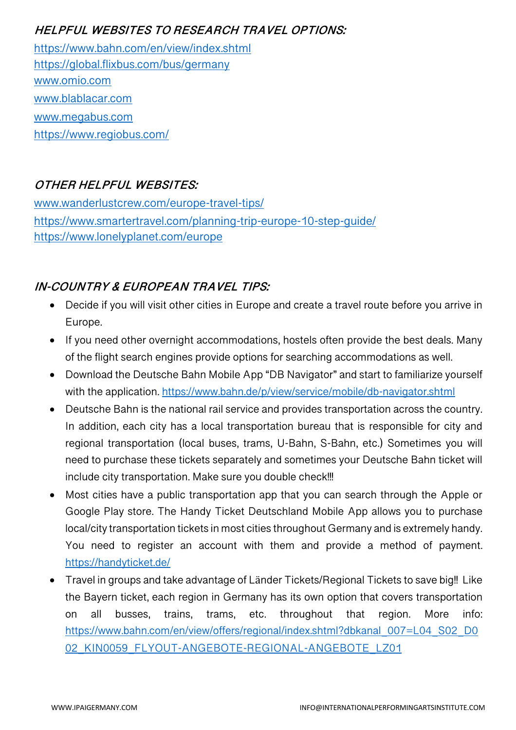### *HELPFUL WEBSITES TO RESEARCH TRAVEL OPTIONS:*

https://www.bahn.com/en/view/index.shtml
https://global.flixbus.com/bus/germany
www.omio.com
www.blablacar.com
www.megabus.com
https://www.regiobus.com/

### *OTHER HELPFUL WEBSITES:*

www.wanderlustcrew.com/europe-travel-tips/
https://www.smartertravel.com/planning-trip-europe-10-step-guide/
https://www.lonelyplanet.com/europe

### *IN-COUNTRY & EUROPEAN TRAVEL TIPS:*

- Decide if you will visit other cities in Europe and create a travel route before you arrive in Europe.
- If you need other overnight accommodations, hostels often provide the best deals. Many of the flight search engines provide options for searching accommodations as well.
- Download the Deutsche Bahn Mobile App "DB Navigator" and start to familiarize yourself with the application. https://www.bahn.de/p/view/service/mobile/db-navigator.shtml
- Deutsche Bahn is the national rail service and provides transportation across the country. In addition, each city has a local transportation bureau that is responsible for city and regional transportation (local buses, trams, U-Bahn, S-Bahn, etc.) Sometimes you will need to purchase these tickets separately and sometimes your Deutsche Bahn ticket will include city transportation. Make sure you double check!!!
- Most cities have a public transportation app that you can search through the Apple or Google Play store. The Handy Ticket Deutschland Mobile App allows you to purchase local/city transportation tickets in most cities throughout Germany and is extremely handy. You need to register an account with them and provide a method of payment. https://handyticket.de/
- Travel in groups and take advantage of Länder Tickets/Regional Tickets to save big!! Like the Bayern ticket, each region in Germany has its own option that covers transportation on all busses, trains, trams, etc. throughout that region. More info: https://www.bahn.com/en/view/offers/regional/index.shtml?dbkanal_007=L04_S02_D002_KIN0059_FLYOUT-ANGEBOTE-REGIONAL-ANGEBOTE_LZ01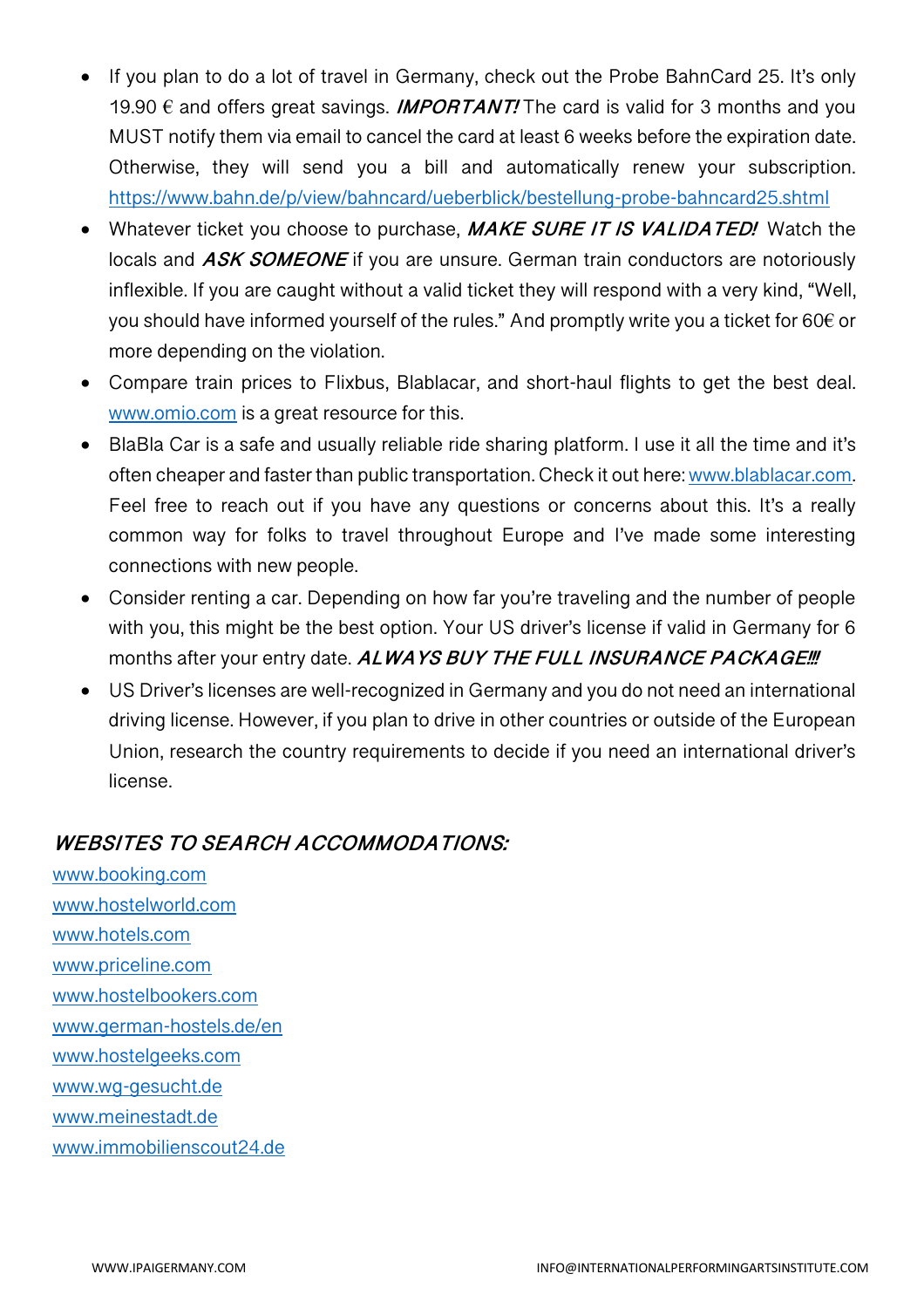- If you plan to do a lot of travel in Germany, check out the Probe BahnCard 25. It's only 19.90 € and offers great savings. ***IMPORTANT!*** The card is valid for 3 months and you MUST notify them via email to cancel the card at least 6 weeks before the expiration date. Otherwise, they will send you a bill and automatically renew your subscription. https://www.bahn.de/p/view/bahncard/ueberblick/bestellung-probe-bahncard25.shtml
- Whatever ticket you choose to purchase, ***MAKE SURE IT IS VALIDATED!*** Watch the locals and ***ASK SOMEONE*** if you are unsure. German train conductors are notoriously inflexible. If you are caught without a valid ticket they will respond with a very kind, "Well, you should have informed yourself of the rules." And promptly write you a ticket for 60€ or more depending on the violation.
- Compare train prices to Flixbus, Blablacar, and short-haul flights to get the best deal. www.omio.com is a great resource for this.
- BlaBla Car is a safe and usually reliable ride sharing platform. I use it all the time and it's often cheaper and faster than public transportation. Check it out here: www.blablacar.com. Feel free to reach out if you have any questions or concerns about this. It's a really common way for folks to travel throughout Europe and I've made some interesting connections with new people.
- Consider renting a car. Depending on how far you're traveling and the number of people with you, this might be the best option. Your US driver's license if valid in Germany for 6 months after your entry date. ***ALWAYS BUY THE FULL INSURANCE PACKAGE!!!***
- US Driver's licenses are well-recognized in Germany and you do not need an international driving license. However, if you plan to drive in other countries or outside of the European Union, research the country requirements to decide if you need an international driver's license.

### *WEBSITES TO SEARCH ACCOMMODATIONS:*

www.booking.com
www.hostelworld.com
www.hotels.com
www.priceline.com
www.hostelbookers.com
www.german-hostels.de/en
www.hostelgeeks.com
www.wg-gesucht.de
www.meinestadt.de
www.immobilienscout24.de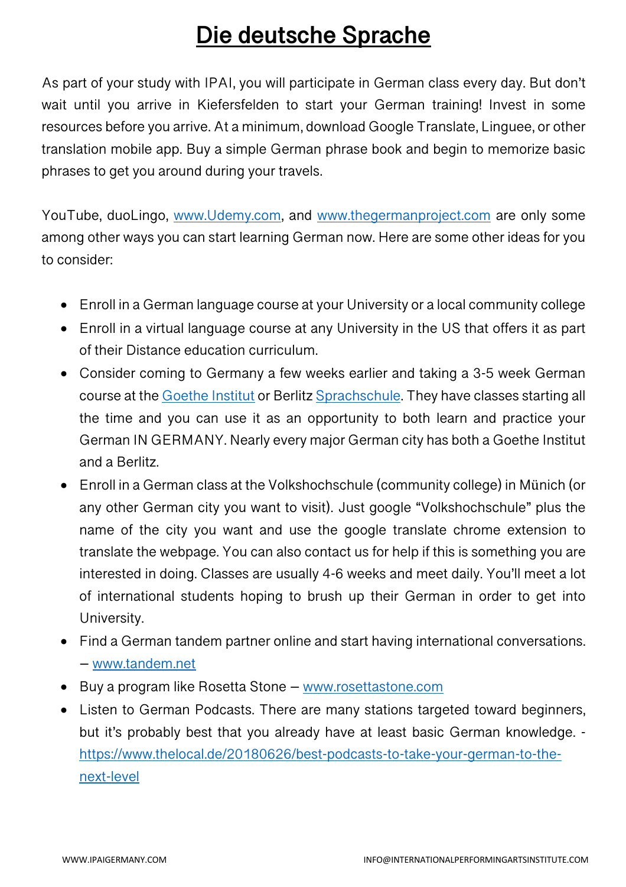# Die deutsche Sprache

As part of your study with IPAI, you will participate in German class every day. But don't wait until you arrive in Kiefersfelden to start your German training! Invest in some resources before you arrive. At a minimum, download Google Translate, Linguee, or other translation mobile app. Buy a simple German phrase book and begin to memorize basic phrases to get you around during your travels.

YouTube, duoLingo, www.Udemy.com, and www.thegermanproject.com are only some among other ways you can start learning German now. Here are some other ideas for you to consider:

- Enroll in a German language course at your University or a local community college
- Enroll in a virtual language course at any University in the US that offers it as part of their Distance education curriculum.
- Consider coming to Germany a few weeks earlier and taking a 3-5 week German course at the Goethe Institut or Berlitz Sprachschule. They have classes starting all the time and you can use it as an opportunity to both learn and practice your German IN GERMANY. Nearly every major German city has both a Goethe Institut and a Berlitz.
- Enroll in a German class at the Volkshochschule (community college) in Münich (or any other German city you want to visit). Just google "Volkshochschule" plus the name of the city you want and use the google translate chrome extension to translate the webpage. You can also contact us for help if this is something you are interested in doing. Classes are usually 4-6 weeks and meet daily. You'll meet a lot of international students hoping to brush up their German in order to get into University.
- Find a German tandem partner online and start having international conversations. – www.tandem.net
- Buy a program like Rosetta Stone – www.rosettastone.com
- Listen to German Podcasts. There are many stations targeted toward beginners, but it's probably best that you already have at least basic German knowledge. - https://www.thelocal.de/20180626/best-podcasts-to-take-your-german-to-the-next-level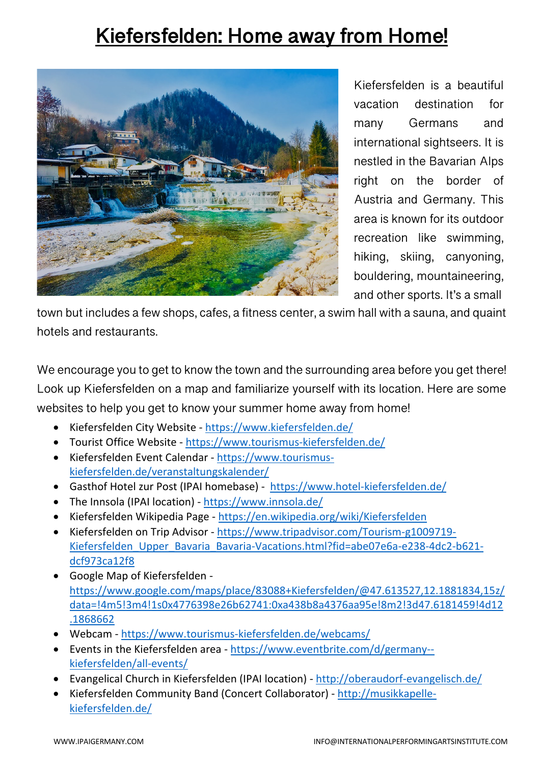# Kiefersfelden: Home away from Home!

Kiefersfelden is a beautiful vacation destination for many Germans and international sightseers. It is nestled in the Bavarian Alps right on the border of Austria and Germany. This area is known for its outdoor recreation like swimming, hiking, skiing, canyoning, bouldering, mountaineering, and other sports. It's a small town but includes a few shops, cafes, a fitness center, a swim hall with a sauna, and quaint hotels and restaurants.

We encourage you to get to know the town and the surrounding area before you get there! Look up Kiefersfelden on a map and familiarize yourself with its location. Here are some websites to help you get to know your summer home away from home!

- Kiefersfelden City Website - https://www.kiefersfelden.de/
- Tourist Office Website - https://www.tourismus-kiefersfelden.de/
- Kiefersfelden Event Calendar - https://www.tourismus-kiefersfelden.de/veranstaltungskalender/
- Gasthof Hotel zur Post (IPAI homebase) - https://www.hotel-kiefersfelden.de/
- The Innsola (IPAI location) - https://www.innsola.de/
- Kiefersfelden Wikipedia Page - https://en.wikipedia.org/wiki/Kiefersfelden
- Kiefersfelden on Trip Advisor - https://www.tripadvisor.com/Tourism-g1009719-Kiefersfelden_Upper_Bavaria_Bavaria-Vacations.html?fid=abe07e6a-e238-4dc2-b621-dcf973ca12f8
- Google Map of Kiefersfelden - https://www.google.com/maps/place/83088+Kiefersfelden/@47.613527,12.1881834,15z/data=!4m5!3m4!1s0x4776398e26b62741:0xa438b8a4376aa95e!8m2!3d47.6181459!4d12.1868662
- Webcam - https://www.tourismus-kiefersfelden.de/webcams/
- Events in the Kiefersfelden area - https://www.eventbrite.com/d/germany--kiefersfelden/all-events/
- Evangelical Church in Kiefersfelden (IPAI location) - http://oberaudorf-evangelisch.de/
- Kiefersfelden Community Band (Concert Collaborator) - http://musikkapelle-kiefersfelden.de/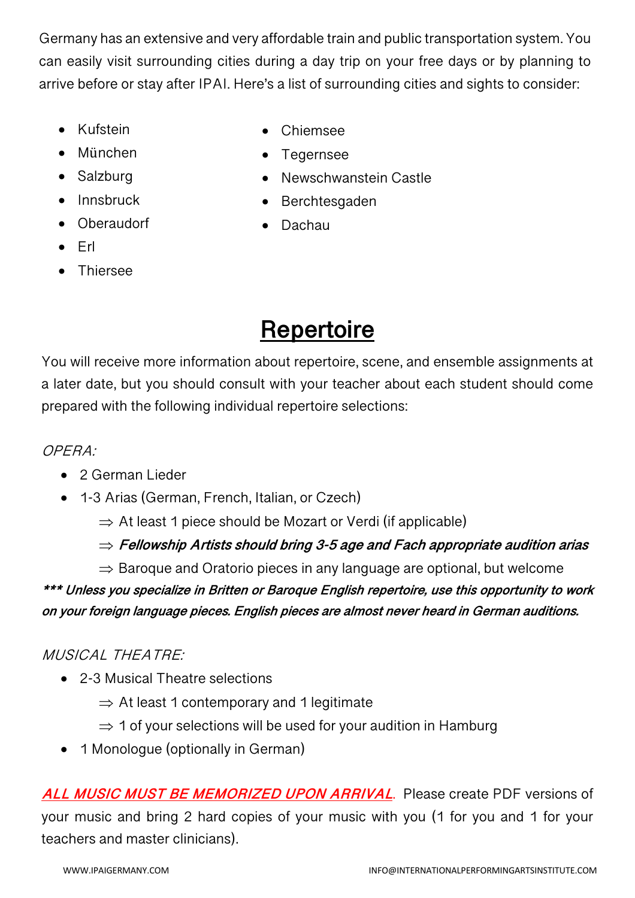Germany has an extensive and very affordable train and public transportation system. You can easily visit surrounding cities during a day trip on your free days or by planning to arrive before or stay after IPAI. Here's a list of surrounding cities and sights to consider:

- Kufstein
- München
- Salzburg
- Innsbruck
- Oberaudorf
- Erl
- Thiersee
- Chiemsee
- Tegernsee
- Newschwanstein Castle
- Berchtesgaden
- Dachau

# Repertoire

You will receive more information about repertoire, scene, and ensemble assignments at a later date, but you should consult with your teacher about each student should come prepared with the following individual repertoire selections:

*OPERA:*

- 2 German Lieder
- 1-3 Arias (German, French, Italian, or Czech)
  - ⇒ At least 1 piece should be Mozart or Verdi (if applicable)
  - ⇒ ***Fellowship Artists should bring 3-5 age and Fach appropriate audition arias***
  - ⇒ Baroque and Oratorio pieces in any language are optional, but welcome

***\*\*\* Unless you specialize in Britten or Baroque English repertoire, use this opportunity to work on your foreign language pieces. English pieces are almost never heard in German auditions.***

*MUSICAL THEATRE:*

- 2-3 Musical Theatre selections
  - ⇒ At least 1 contemporary and 1 legitimate
  - ⇒ 1 of your selections will be used for your audition in Hamburg
- 1 Monologue (optionally in German)

***ALL MUSIC MUST BE MEMORIZED UPON ARRIVAL***. Please create PDF versions of your music and bring 2 hard copies of your music with you (1 for you and 1 for your teachers and master clinicians).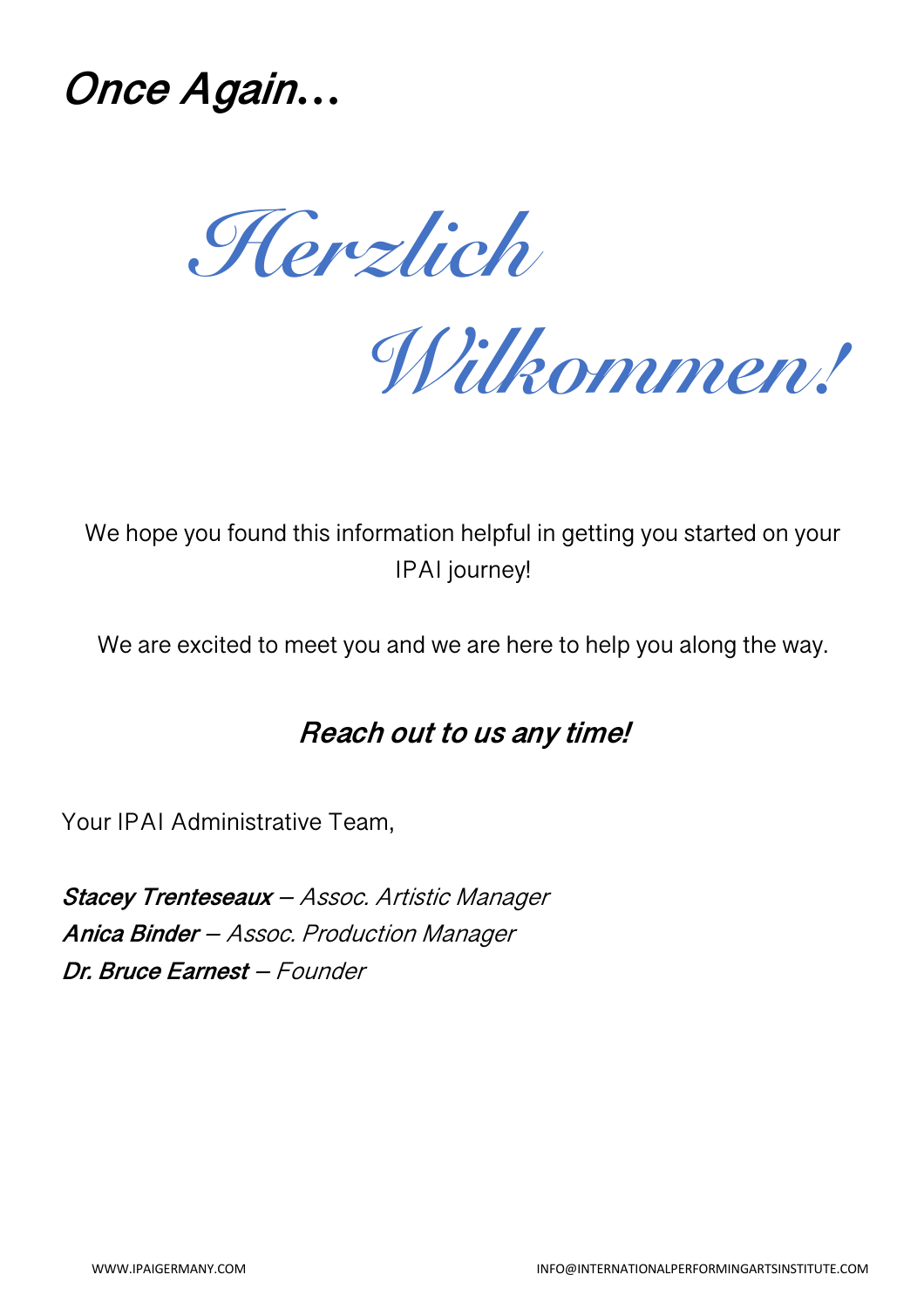# ***Once Again…***

*Herzlich*

*Wilkommen!*

We hope you found this information helpful in getting you started on your IPAI journey!

We are excited to meet you and we are here to help you along the way.

## ***Reach out to us any time!***

Your IPAI Administrative Team,

***Stacey Trenteseaux*** – *Assoc. Artistic Manager*
***Anica Binder*** – *Assoc. Production Manager*
***Dr. Bruce Earnest*** – *Founder*

WWW.IPAIGERMANY.COM
INFO@INTERNATIONALPERFORMINGARTSINSTITUTE.COM